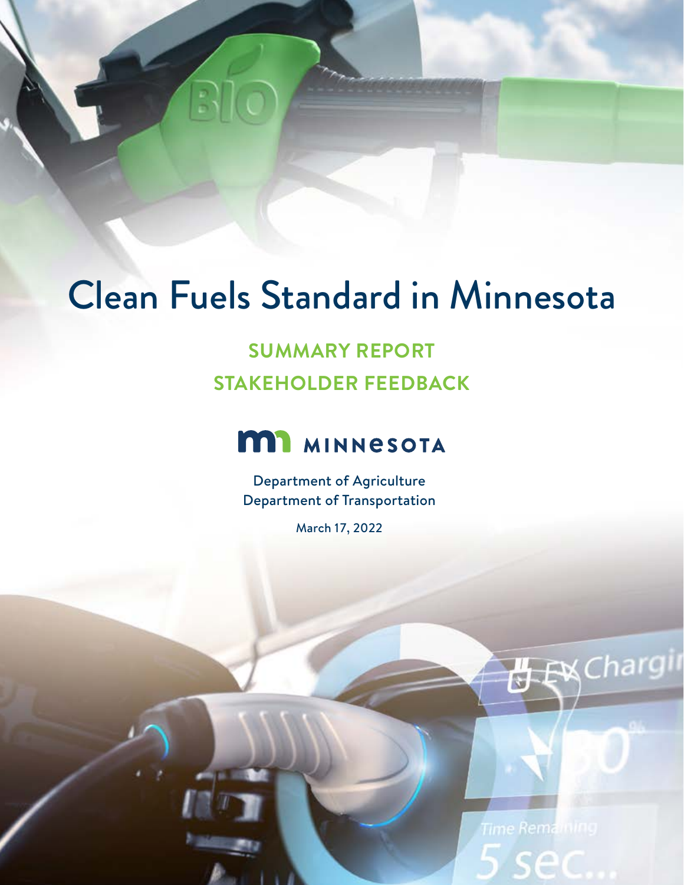# Clean Fuels Standard in Minnesota

## SUMMARY REPORT
## STAKEHOLDER FEEDBACK

MINNESOTA

Department of Agriculture
Department of Transportation

March 17, 2022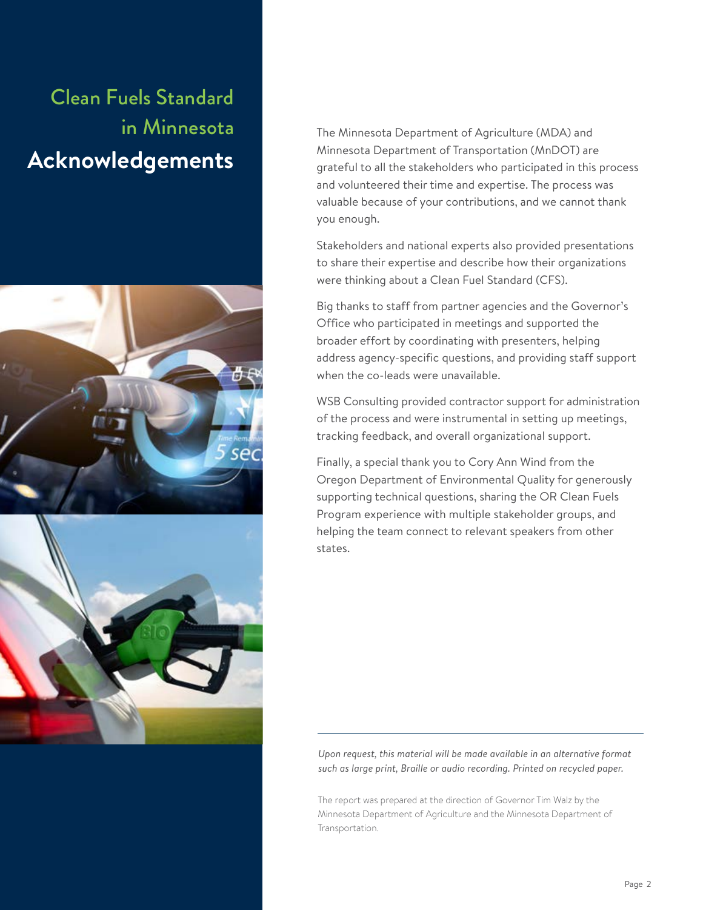Clean Fuels Standard in Minnesota

# Acknowledgements

The Minnesota Department of Agriculture (MDA) and Minnesota Department of Transportation (MnDOT) are grateful to all the stakeholders who participated in this process and volunteered their time and expertise. The process was valuable because of your contributions, and we cannot thank you enough.

Stakeholders and national experts also provided presentations to share their expertise and describe how their organizations were thinking about a Clean Fuel Standard (CFS).

Big thanks to staff from partner agencies and the Governor's Office who participated in meetings and supported the broader effort by coordinating with presenters, helping address agency-specific questions, and providing staff support when the co-leads were unavailable.

WSB Consulting provided contractor support for administration of the process and were instrumental in setting up meetings, tracking feedback, and overall organizational support.

Finally, a special thank you to Cory Ann Wind from the Oregon Department of Environmental Quality for generously supporting technical questions, sharing the OR Clean Fuels Program experience with multiple stakeholder groups, and helping the team connect to relevant speakers from other states.

---

*Upon request, this material will be made available in an alternative format such as large print, Braille or audio recording. Printed on recycled paper.*

The report was prepared at the direction of Governor Tim Walz by the Minnesota Department of Agriculture and the Minnesota Department of Transportation.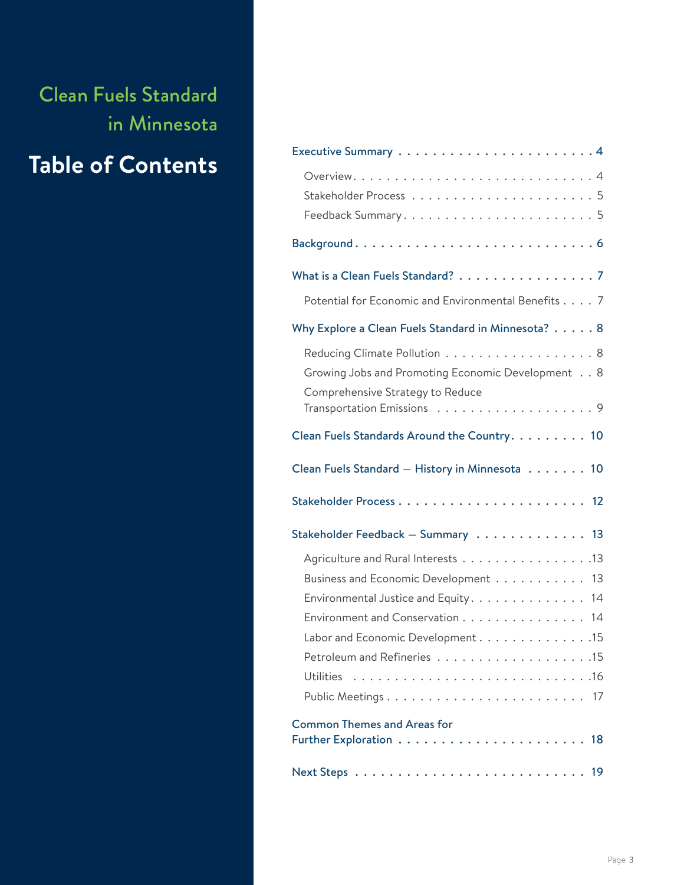Clean Fuels Standard in Minnesota

# Table of Contents

- Executive Summary . . . . . 4
  - Overview . . . . . 4
  - Stakeholder Process . . . . . 5
  - Feedback Summary . . . . . 5
- Background . . . . . 6
- What is a Clean Fuels Standard? . . . . . 7
  - Potential for Economic and Environmental Benefits . . . . . 7
- Why Explore a Clean Fuels Standard in Minnesota? . . . . . 8
  - Reducing Climate Pollution . . . . . 8
  - Growing Jobs and Promoting Economic Development . . . . . 8
  - Comprehensive Strategy to Reduce Transportation Emissions . . . . . 9
- Clean Fuels Standards Around the Country . . . . . 10
- Clean Fuels Standard — History in Minnesota . . . . . 10
- Stakeholder Process . . . . . 12
- Stakeholder Feedback — Summary . . . . . 13
  - Agriculture and Rural Interests . . . . . 13
  - Business and Economic Development . . . . . 13
  - Environmental Justice and Equity . . . . . 14
  - Environment and Conservation . . . . . 14
  - Labor and Economic Development . . . . . 15
  - Petroleum and Refineries . . . . . 15
  - Utilities . . . . . 16
  - Public Meetings . . . . . 17
- Common Themes and Areas for Further Exploration . . . . . 18
- Next Steps . . . . . 19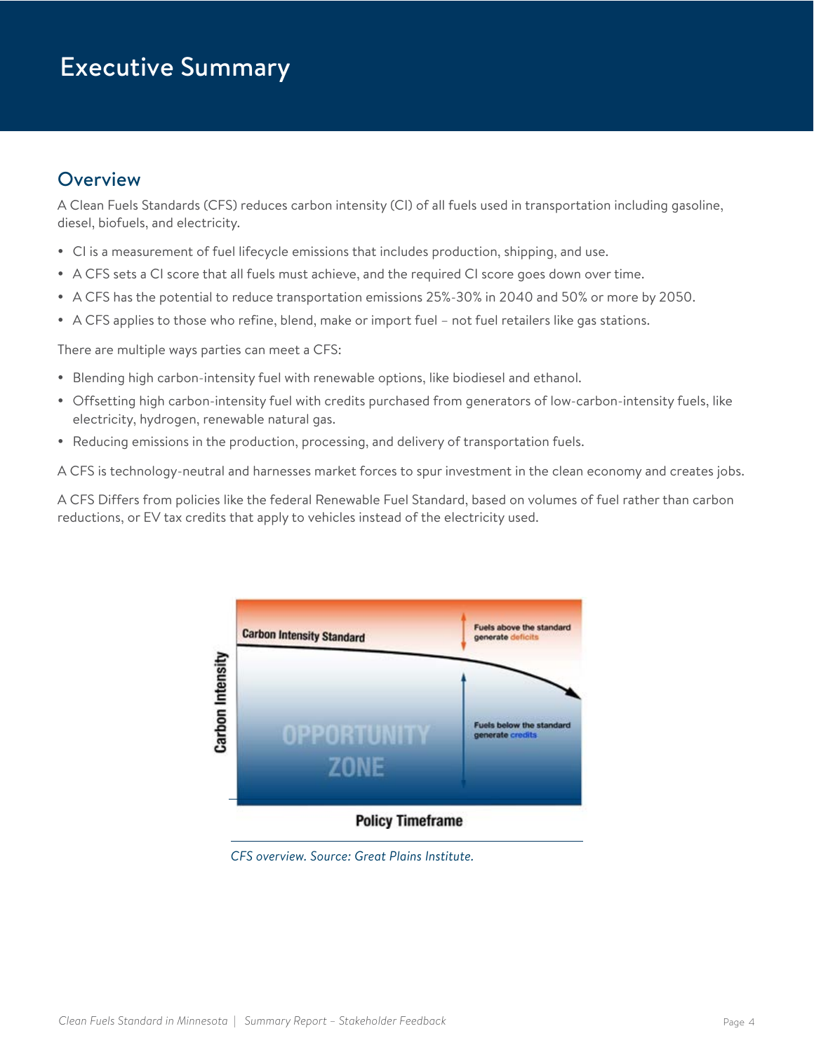# Executive Summary

## Overview

A Clean Fuels Standards (CFS) reduces carbon intensity (CI) of all fuels used in transportation including gasoline, diesel, biofuels, and electricity.

- CI is a measurement of fuel lifecycle emissions that includes production, shipping, and use.
- A CFS sets a CI score that all fuels must achieve, and the required CI score goes down over time.
- A CFS has the potential to reduce transportation emissions 25%-30% in 2040 and 50% or more by 2050.
- A CFS applies to those who refine, blend, make or import fuel – not fuel retailers like gas stations.

There are multiple ways parties can meet a CFS:

- Blending high carbon-intensity fuel with renewable options, like biodiesel and ethanol.
- Offsetting high carbon-intensity fuel with credits purchased from generators of low-carbon-intensity fuels, like electricity, hydrogen, renewable natural gas.
- Reducing emissions in the production, processing, and delivery of transportation fuels.

A CFS is technology-neutral and harnesses market forces to spur investment in the clean economy and creates jobs.

A CFS Differs from policies like the federal Renewable Fuel Standard, based on volumes of fuel rather than carbon reductions, or EV tax credits that apply to vehicles instead of the electricity used.

*CFS overview. Source: Great Plains Institute.*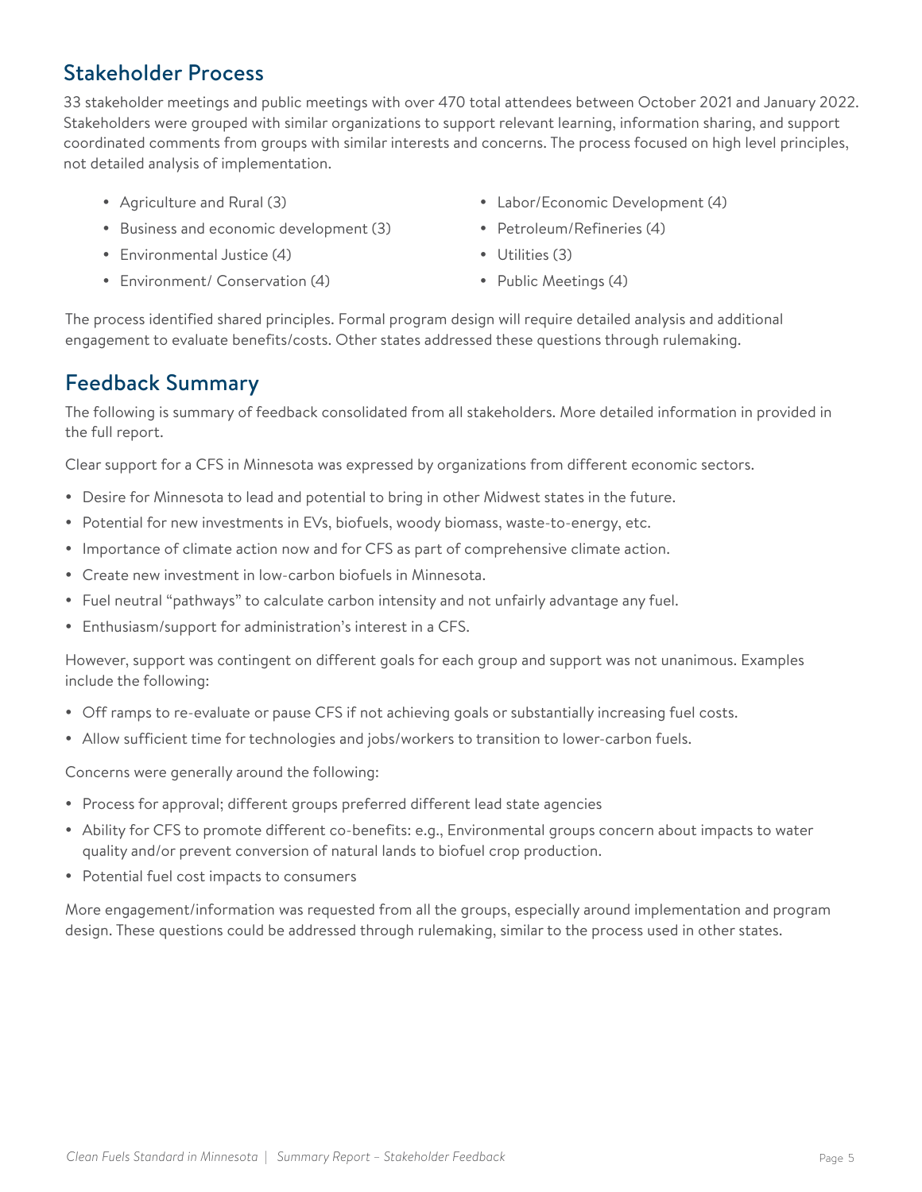## Stakeholder Process

33 stakeholder meetings and public meetings with over 470 total attendees between October 2021 and January 2022. Stakeholders were grouped with similar organizations to support relevant learning, information sharing, and support coordinated comments from groups with similar interests and concerns. The process focused on high level principles, not detailed analysis of implementation.

- Agriculture and Rural (3)
- Business and economic development (3)
- Environmental Justice (4)
- Environment/ Conservation (4)
- Labor/Economic Development (4)
- Petroleum/Refineries (4)
- Utilities (3)
- Public Meetings (4)

The process identified shared principles. Formal program design will require detailed analysis and additional engagement to evaluate benefits/costs. Other states addressed these questions through rulemaking.

## Feedback Summary

The following is summary of feedback consolidated from all stakeholders. More detailed information in provided in the full report.

Clear support for a CFS in Minnesota was expressed by organizations from different economic sectors.

- Desire for Minnesota to lead and potential to bring in other Midwest states in the future.
- Potential for new investments in EVs, biofuels, woody biomass, waste-to-energy, etc.
- Importance of climate action now and for CFS as part of comprehensive climate action.
- Create new investment in low-carbon biofuels in Minnesota.
- Fuel neutral "pathways" to calculate carbon intensity and not unfairly advantage any fuel.
- Enthusiasm/support for administration's interest in a CFS.

However, support was contingent on different goals for each group and support was not unanimous. Examples include the following:

- Off ramps to re-evaluate or pause CFS if not achieving goals or substantially increasing fuel costs.
- Allow sufficient time for technologies and jobs/workers to transition to lower-carbon fuels.

Concerns were generally around the following:

- Process for approval; different groups preferred different lead state agencies
- Ability for CFS to promote different co-benefits: e.g., Environmental groups concern about impacts to water quality and/or prevent conversion of natural lands to biofuel crop production.
- Potential fuel cost impacts to consumers

More engagement/information was requested from all the groups, especially around implementation and program design. These questions could be addressed through rulemaking, similar to the process used in other states.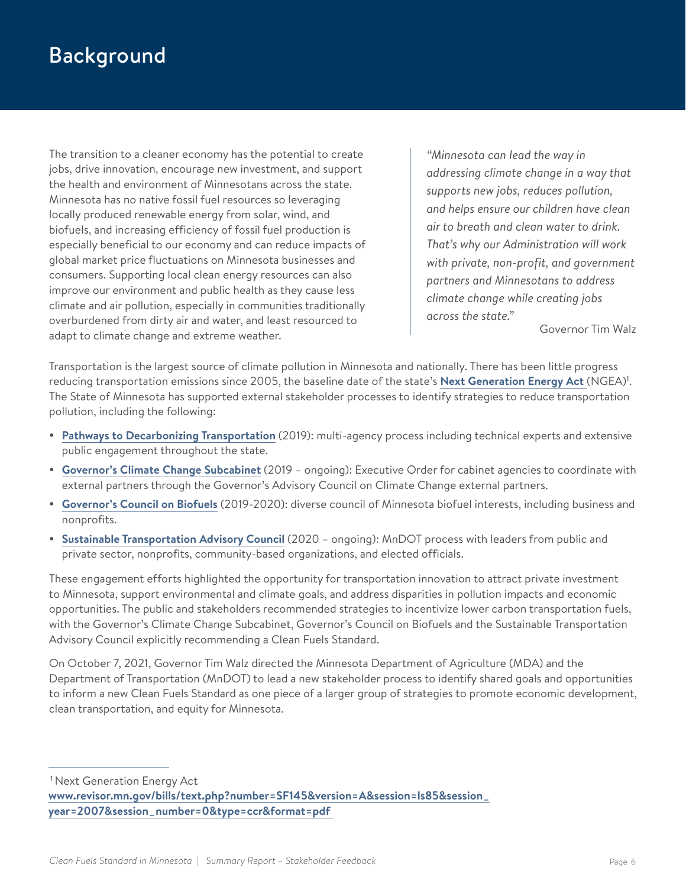# Background

The transition to a cleaner economy has the potential to create jobs, drive innovation, encourage new investment, and support the health and environment of Minnesotans across the state. Minnesota has no native fossil fuel resources so leveraging locally produced renewable energy from solar, wind, and biofuels, and increasing efficiency of fossil fuel production is especially beneficial to our economy and can reduce impacts of global market price fluctuations on Minnesota businesses and consumers. Supporting local clean energy resources can also improve our environment and public health as they cause less climate and air pollution, especially in communities traditionally overburdened from dirty air and water, and least resourced to adapt to climate change and extreme weather.

> *"Minnesota can lead the way in addressing climate change in a way that supports new jobs, reduces pollution, and helps ensure our children have clean air to breath and clean water to drink. That's why our Administration will work with private, non-profit, and government partners and Minnesotans to address climate change while creating jobs across the state."*
>
> Governor Tim Walz

Transportation is the largest source of climate pollution in Minnesota and nationally. There has been little progress reducing transportation emissions since 2005, the baseline date of the state's **Next Generation Energy Act** (NGEA)[1]. The State of Minnesota has supported external stakeholder processes to identify strategies to reduce transportation pollution, including the following:

- **Pathways to Decarbonizing Transportation** (2019): multi-agency process including technical experts and extensive public engagement throughout the state.
- **Governor's Climate Change Subcabinet** (2019 – ongoing): Executive Order for cabinet agencies to coordinate with external partners through the Governor's Advisory Council on Climate Change external partners.
- **Governor's Council on Biofuels** (2019-2020): diverse council of Minnesota biofuel interests, including business and nonprofits.
- **Sustainable Transportation Advisory Council** (2020 – ongoing): MnDOT process with leaders from public and private sector, nonprofits, community-based organizations, and elected officials.

These engagement efforts highlighted the opportunity for transportation innovation to attract private investment to Minnesota, support environmental and climate goals, and address disparities in pollution impacts and economic opportunities. The public and stakeholders recommended strategies to incentivize lower carbon transportation fuels, with the Governor's Climate Change Subcabinet, Governor's Council on Biofuels and the Sustainable Transportation Advisory Council explicitly recommending a Clean Fuels Standard.

On October 7, 2021, Governor Tim Walz directed the Minnesota Department of Agriculture (MDA) and the Department of Transportation (MnDOT) to lead a new stakeholder process to identify shared goals and opportunities to inform a new Clean Fuels Standard as one piece of a larger group of strategies to promote economic development, clean transportation, and equity for Minnesota.

---

[1] Next Generation Energy Act **www.revisor.mn.gov/bills/text.php?number=SF145&version=A&session=ls85&session_year=2007&session_number=0&type=ccr&format=pdf**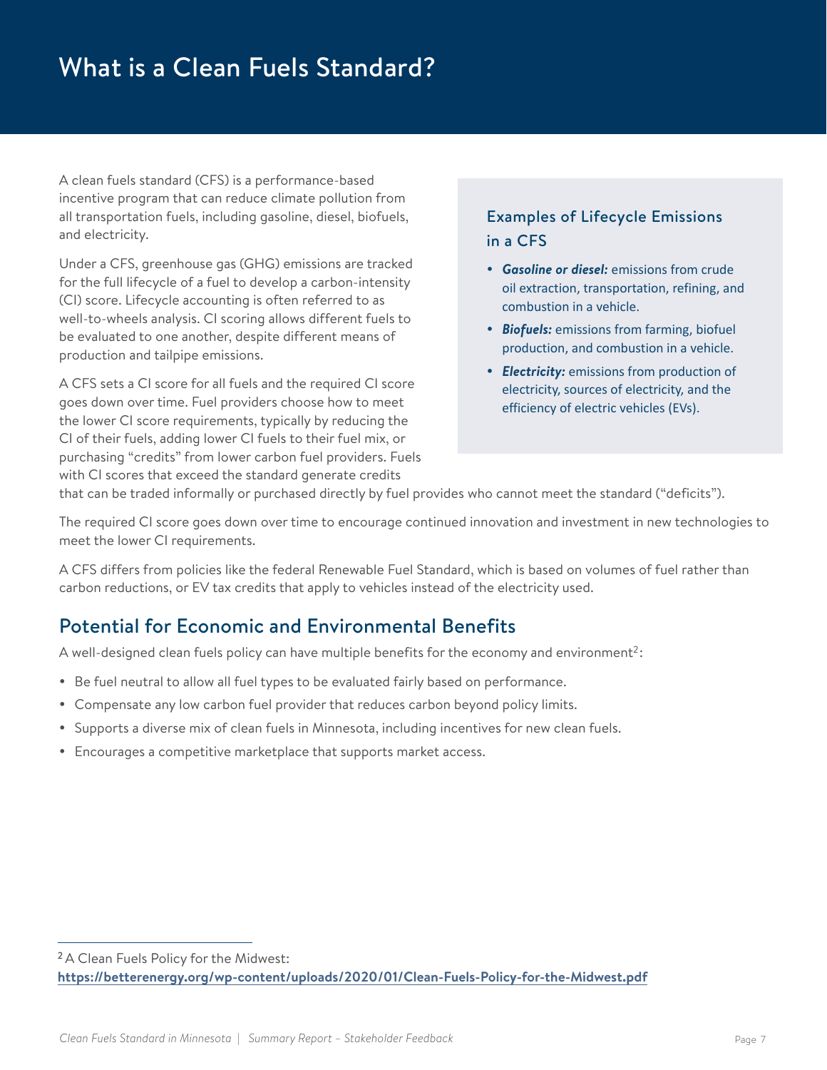# What is a Clean Fuels Standard?

A clean fuels standard (CFS) is a performance-based incentive program that can reduce climate pollution from all transportation fuels, including gasoline, diesel, biofuels, and electricity.

Under a CFS, greenhouse gas (GHG) emissions are tracked for the full lifecycle of a fuel to develop a carbon-intensity (CI) score. Lifecycle accounting is often referred to as well-to-wheels analysis. CI scoring allows different fuels to be evaluated to one another, despite different means of production and tailpipe emissions.

A CFS sets a CI score for all fuels and the required CI score goes down over time. Fuel providers choose how to meet the lower CI score requirements, typically by reducing the CI of their fuels, adding lower CI fuels to their fuel mix, or purchasing "credits" from lower carbon fuel providers. Fuels with CI scores that exceed the standard generate credits that can be traded informally or purchased directly by fuel provides who cannot meet the standard ("deficits").

The required CI score goes down over time to encourage continued innovation and investment in new technologies to meet the lower CI requirements.

A CFS differs from policies like the federal Renewable Fuel Standard, which is based on volumes of fuel rather than carbon reductions, or EV tax credits that apply to vehicles instead of the electricity used.

### Examples of Lifecycle Emissions in a CFS

- ***Gasoline or diesel:*** emissions from crude oil extraction, transportation, refining, and combustion in a vehicle.
- ***Biofuels:*** emissions from farming, biofuel production, and combustion in a vehicle.
- ***Electricity:*** emissions from production of electricity, sources of electricity, and the efficiency of electric vehicles (EVs).

## Potential for Economic and Environmental Benefits

A well-designed clean fuels policy can have multiple benefits for the economy and environment[2]:

- Be fuel neutral to allow all fuel types to be evaluated fairly based on performance.
- Compensate any low carbon fuel provider that reduces carbon beyond policy limits.
- Supports a diverse mix of clean fuels in Minnesota, including incentives for new clean fuels.
- Encourages a competitive marketplace that supports market access.

---

[2] A Clean Fuels Policy for the Midwest: **https://betterenergy.org/wp-content/uploads/2020/01/Clean-Fuels-Policy-for-the-Midwest.pdf**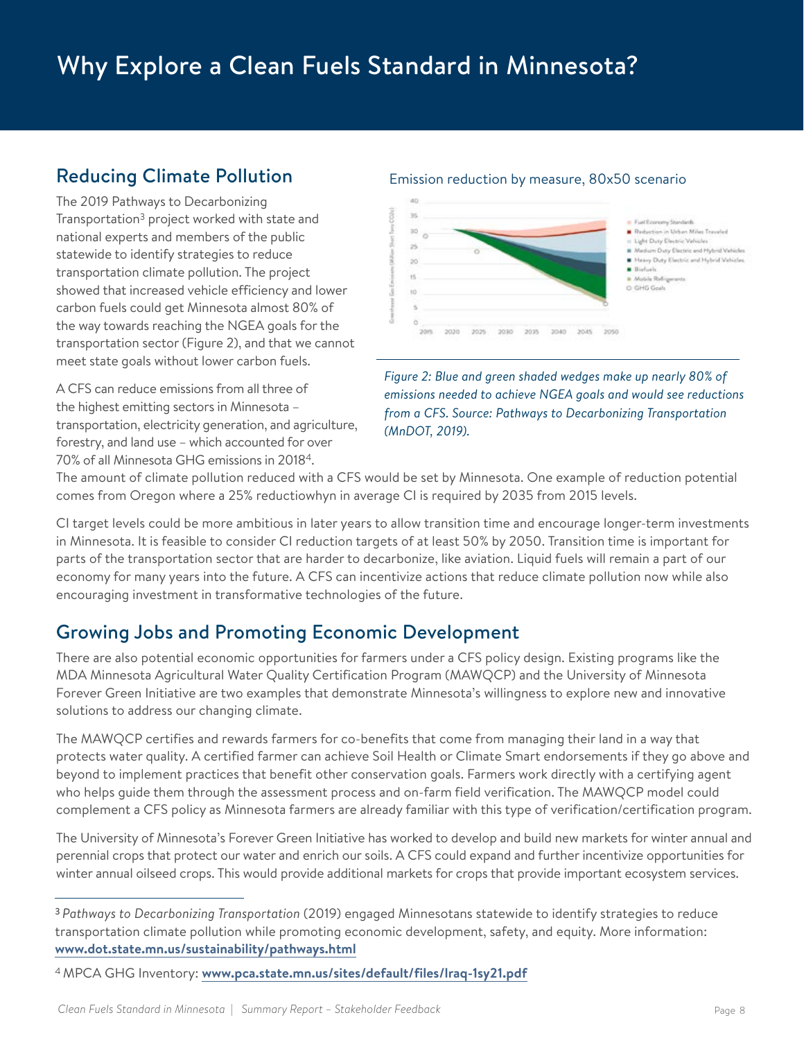# Why Explore a Clean Fuels Standard in Minnesota?

## Reducing Climate Pollution

The 2019 Pathways to Decarbonizing Transportation[3] project worked with state and national experts and members of the public statewide to identify strategies to reduce transportation climate pollution. The project showed that increased vehicle efficiency and lower carbon fuels could get Minnesota almost 80% of the way towards reaching the NGEA goals for the transportation sector (Figure 2), and that we cannot meet state goals without lower carbon fuels.

A CFS can reduce emissions from all three of the highest emitting sectors in Minnesota – transportation, electricity generation, and agriculture, forestry, and land use – which accounted for over 70% of all Minnesota GHG emissions in 2018[4].

Emission reduction by measure, 80x50 scenario

*Figure 2: Blue and green shaded wedges make up nearly 80% of emissions needed to achieve NGEA goals and would see reductions from a CFS. Source: Pathways to Decarbonizing Transportation (MnDOT, 2019).*

The amount of climate pollution reduced with a CFS would be set by Minnesota. One example of reduction potential comes from Oregon where a 25% reductiowhyn in average CI is required by 2035 from 2015 levels.

CI target levels could be more ambitious in later years to allow transition time and encourage longer-term investments in Minnesota. It is feasible to consider CI reduction targets of at least 50% by 2050. Transition time is important for parts of the transportation sector that are harder to decarbonize, like aviation. Liquid fuels will remain a part of our economy for many years into the future. A CFS can incentivize actions that reduce climate pollution now while also encouraging investment in transformative technologies of the future.

## Growing Jobs and Promoting Economic Development

There are also potential economic opportunities for farmers under a CFS policy design. Existing programs like the MDA Minnesota Agricultural Water Quality Certification Program (MAWQCP) and the University of Minnesota Forever Green Initiative are two examples that demonstrate Minnesota's willingness to explore new and innovative solutions to address our changing climate.

The MAWQCP certifies and rewards farmers for co-benefits that come from managing their land in a way that protects water quality. A certified farmer can achieve Soil Health or Climate Smart endorsements if they go above and beyond to implement practices that benefit other conservation goals. Farmers work directly with a certifying agent who helps guide them through the assessment process and on-farm field verification. The MAWQCP model could complement a CFS policy as Minnesota farmers are already familiar with this type of verification/certification program.

The University of Minnesota's Forever Green Initiative has worked to develop and build new markets for winter annual and perennial crops that protect our water and enrich our soils. A CFS could expand and further incentivize opportunities for winter annual oilseed crops. This would provide additional markets for crops that provide important ecosystem services.

---

[3] *Pathways to Decarbonizing Transportation* (2019) engaged Minnesotans statewide to identify strategies to reduce transportation climate pollution while promoting economic development, safety, and equity. More information: **www.dot.state.mn.us/sustainability/pathways.html**

[4] MPCA GHG Inventory: **www.pca.state.mn.us/sites/default/files/lraq-1sy21.pdf**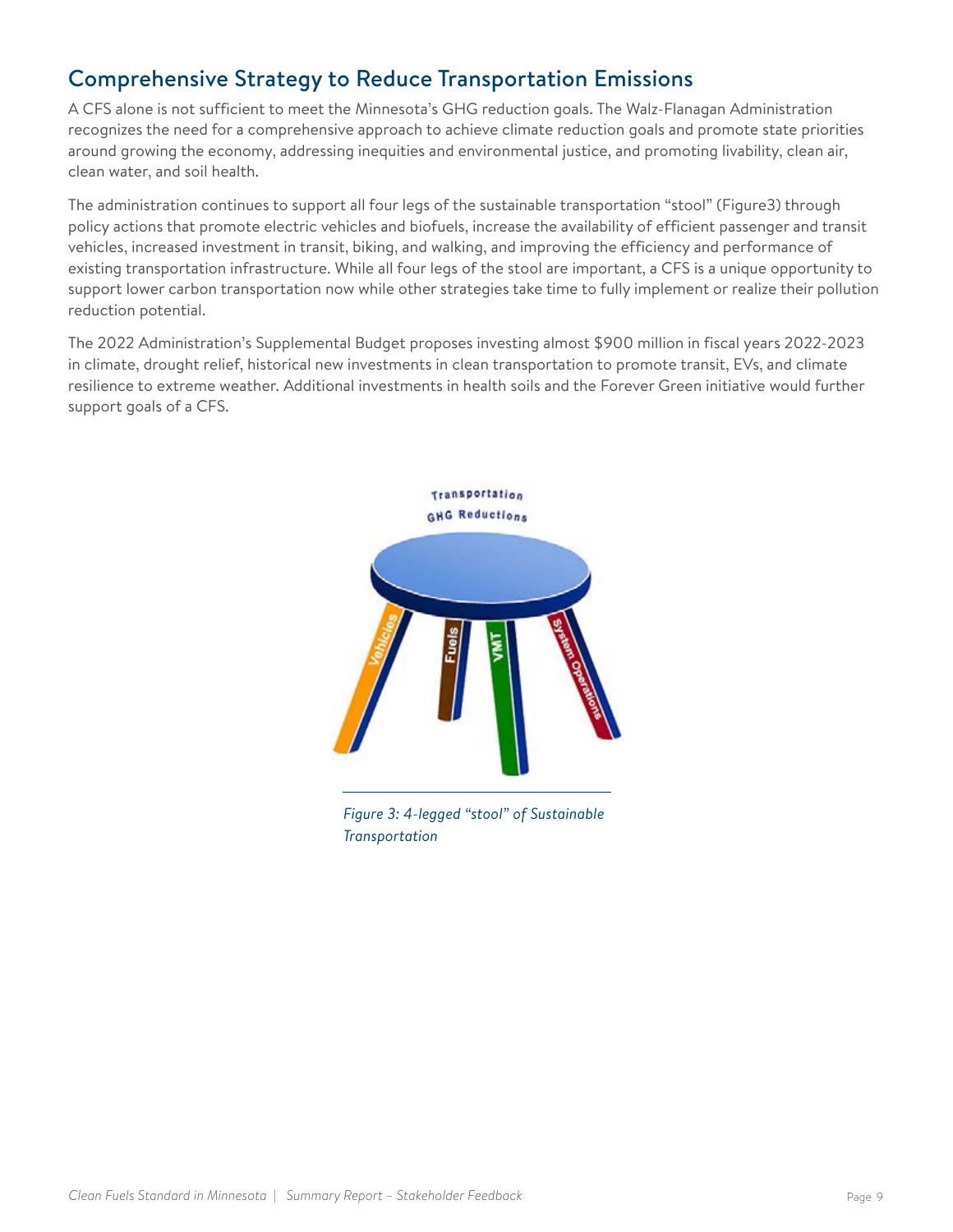## Comprehensive Strategy to Reduce Transportation Emissions

A CFS alone is not sufficient to meet the Minnesota's GHG reduction goals. The Walz-Flanagan Administration recognizes the need for a comprehensive approach to achieve climate reduction goals and promote state priorities around growing the economy, addressing inequities and environmental justice, and promoting livability, clean air, clean water, and soil health.

The administration continues to support all four legs of the sustainable transportation "stool" (Figure3) through policy actions that promote electric vehicles and biofuels, increase the availability of efficient passenger and transit vehicles, increased investment in transit, biking, and walking, and improving the efficiency and performance of existing transportation infrastructure. While all four legs of the stool are important, a CFS is a unique opportunity to support lower carbon transportation now while other strategies take time to fully implement or realize their pollution reduction potential.

The 2022 Administration's Supplemental Budget proposes investing almost $900 million in fiscal years 2022-2023 in climate, drought relief, historical new investments in clean transportation to promote transit, EVs, and climate resilience to extreme weather. Additional investments in health soils and the Forever Green initiative would further support goals of a CFS.

*Figure 3: 4-legged "stool" of Sustainable Transportation*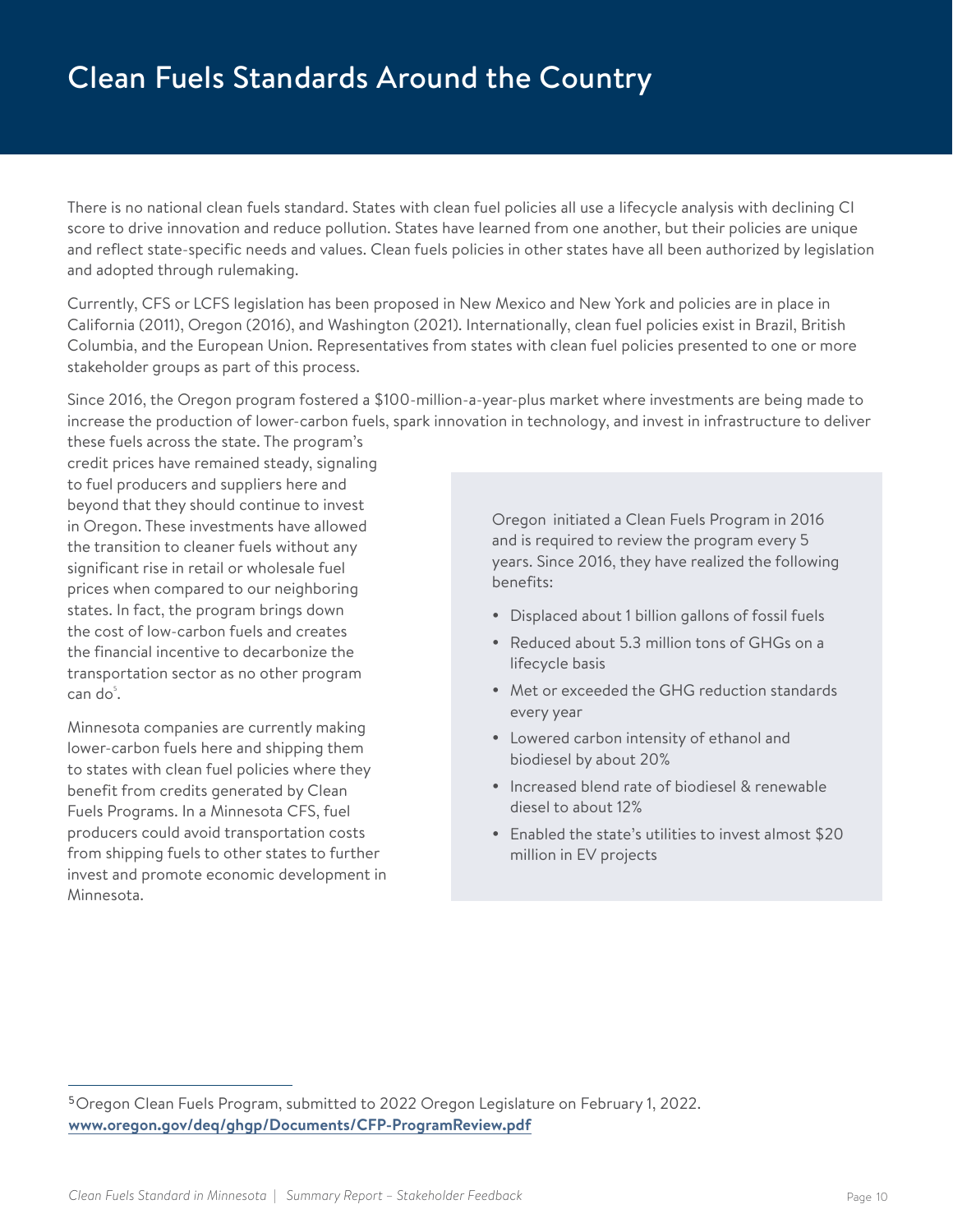# Clean Fuels Standards Around the Country

There is no national clean fuels standard. States with clean fuel policies all use a lifecycle analysis with declining CI score to drive innovation and reduce pollution. States have learned from one another, but their policies are unique and reflect state-specific needs and values. Clean fuels policies in other states have all been authorized by legislation and adopted through rulemaking.

Currently, CFS or LCFS legislation has been proposed in New Mexico and New York and policies are in place in California (2011), Oregon (2016), and Washington (2021). Internationally, clean fuel policies exist in Brazil, British Columbia, and the European Union. Representatives from states with clean fuel policies presented to one or more stakeholder groups as part of this process.

Since 2016, the Oregon program fostered a $100-million-a-year-plus market where investments are being made to increase the production of lower-carbon fuels, spark innovation in technology, and invest in infrastructure to deliver these fuels across the state. The program's credit prices have remained steady, signaling to fuel producers and suppliers here and beyond that they should continue to invest in Oregon. These investments have allowed the transition to cleaner fuels without any significant rise in retail or wholesale fuel prices when compared to our neighboring states. In fact, the program brings down the cost of low-carbon fuels and creates the financial incentive to decarbonize the transportation sector as no other program can do[5].

Minnesota companies are currently making lower-carbon fuels here and shipping them to states with clean fuel policies where they benefit from credits generated by Clean Fuels Programs. In a Minnesota CFS, fuel producers could avoid transportation costs from shipping fuels to other states to further invest and promote economic development in Minnesota.

Oregon initiated a Clean Fuels Program in 2016 and is required to review the program every 5 years. Since 2016, they have realized the following benefits:

- Displaced about 1 billion gallons of fossil fuels
- Reduced about 5.3 million tons of GHGs on a lifecycle basis
- Met or exceeded the GHG reduction standards every year
- Lowered carbon intensity of ethanol and biodiesel by about 20%
- Increased blend rate of biodiesel & renewable diesel to about 12%
- Enabled the state's utilities to invest almost $20 million in EV projects

---

[5] Oregon Clean Fuels Program, submitted to 2022 Oregon Legislature on February 1, 2022. **www.oregon.gov/deq/ghgp/Documents/CFP-ProgramReview.pdf**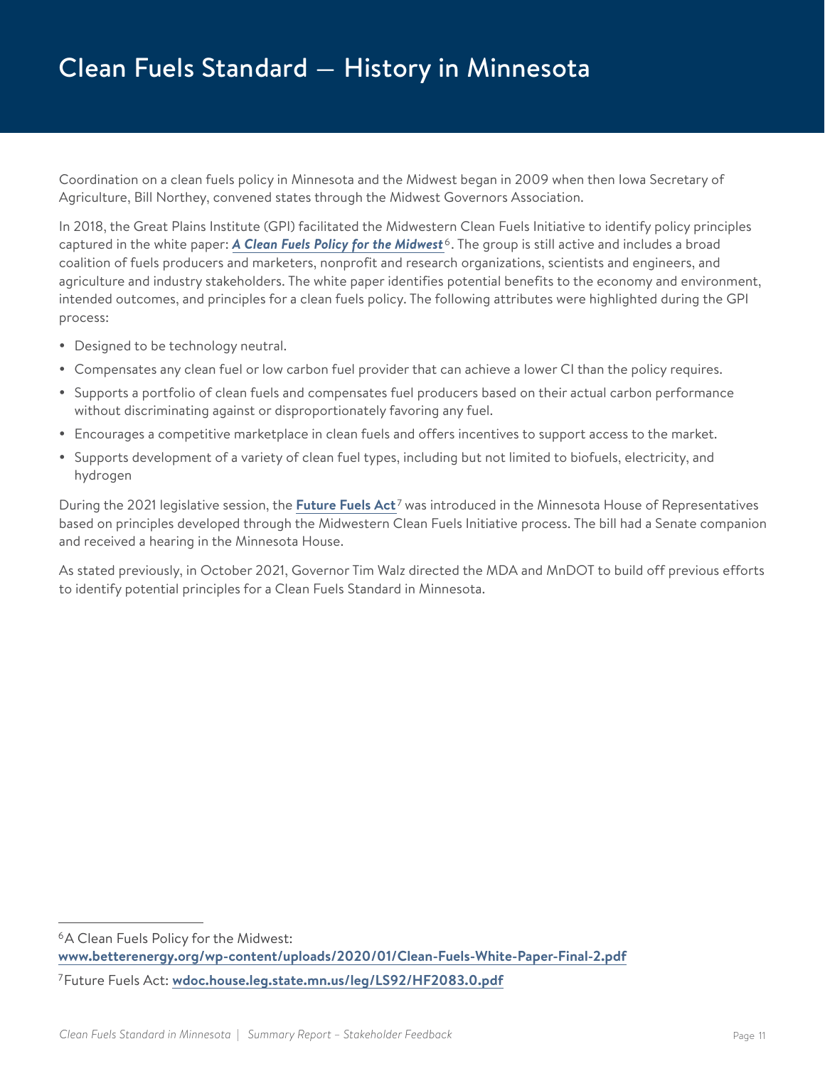# Clean Fuels Standard — History in Minnesota

Coordination on a clean fuels policy in Minnesota and the Midwest began in 2009 when then Iowa Secretary of Agriculture, Bill Northey, convened states through the Midwest Governors Association.

In 2018, the Great Plains Institute (GPI) facilitated the Midwestern Clean Fuels Initiative to identify policy principles captured in the white paper: ***A Clean Fuels Policy for the Midwest***[6]. The group is still active and includes a broad coalition of fuels producers and marketers, nonprofit and research organizations, scientists and engineers, and agriculture and industry stakeholders. The white paper identifies potential benefits to the economy and environment, intended outcomes, and principles for a clean fuels policy. The following attributes were highlighted during the GPI process:

- Designed to be technology neutral.
- Compensates any clean fuel or low carbon fuel provider that can achieve a lower CI than the policy requires.
- Supports a portfolio of clean fuels and compensates fuel producers based on their actual carbon performance without discriminating against or disproportionately favoring any fuel.
- Encourages a competitive marketplace in clean fuels and offers incentives to support access to the market.
- Supports development of a variety of clean fuel types, including but not limited to biofuels, electricity, and hydrogen

During the 2021 legislative session, the **Future Fuels Act**[7] was introduced in the Minnesota House of Representatives based on principles developed through the Midwestern Clean Fuels Initiative process. The bill had a Senate companion and received a hearing in the Minnesota House.

As stated previously, in October 2021, Governor Tim Walz directed the MDA and MnDOT to build off previous efforts to identify potential principles for a Clean Fuels Standard in Minnesota.

---

[6] A Clean Fuels Policy for the Midwest: **www.betterenergy.org/wp-content/uploads/2020/01/Clean-Fuels-White-Paper-Final-2.pdf**

[7] Future Fuels Act: **wdoc.house.leg.state.mn.us/leg/LS92/HF2083.0.pdf**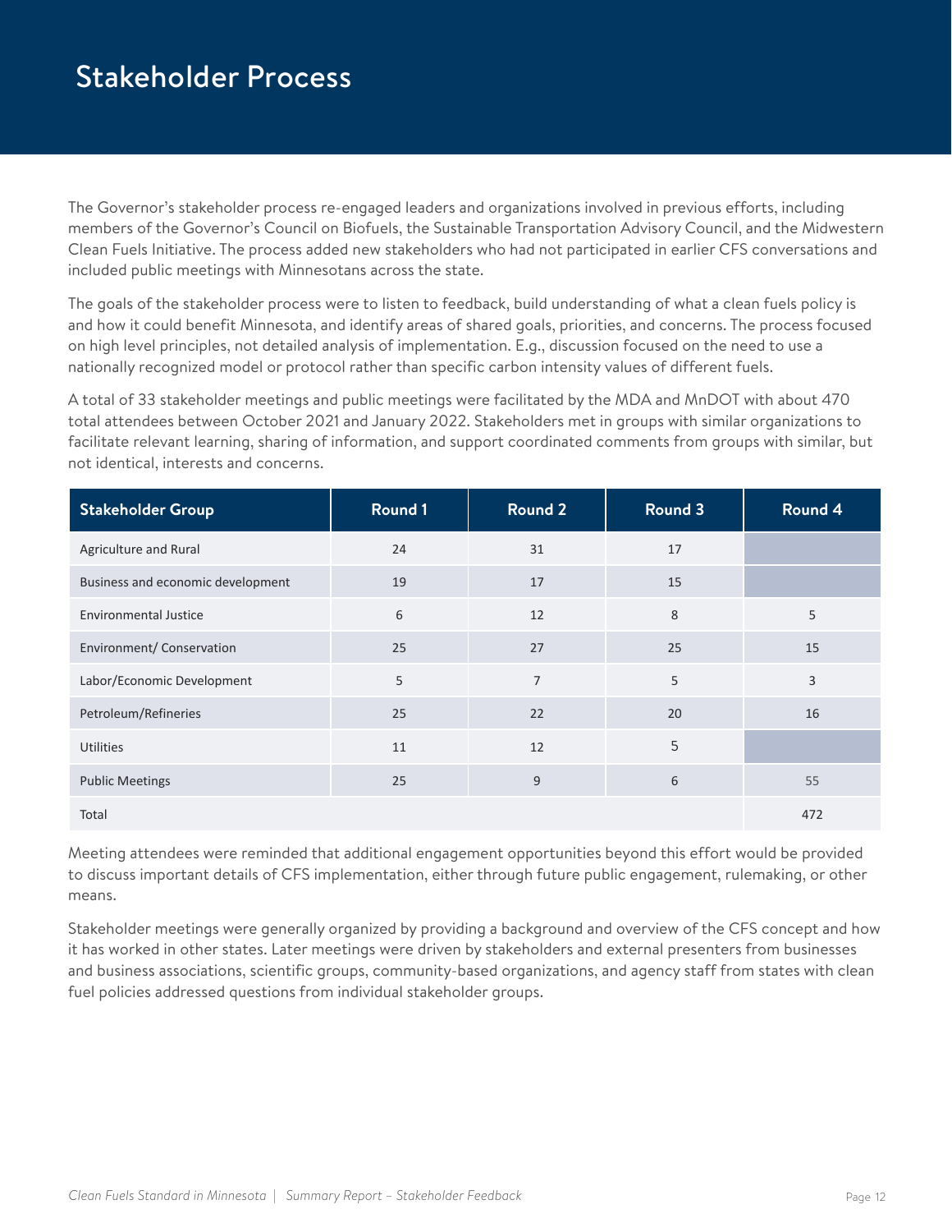# Stakeholder Process

The Governor's stakeholder process re-engaged leaders and organizations involved in previous efforts, including members of the Governor's Council on Biofuels, the Sustainable Transportation Advisory Council, and the Midwestern Clean Fuels Initiative. The process added new stakeholders who had not participated in earlier CFS conversations and included public meetings with Minnesotans across the state.

The goals of the stakeholder process were to listen to feedback, build understanding of what a clean fuels policy is and how it could benefit Minnesota, and identify areas of shared goals, priorities, and concerns. The process focused on high level principles, not detailed analysis of implementation. E.g., discussion focused on the need to use a nationally recognized model or protocol rather than specific carbon intensity values of different fuels.

A total of 33 stakeholder meetings and public meetings were facilitated by the MDA and MnDOT with about 470 total attendees between October 2021 and January 2022. Stakeholders met in groups with similar organizations to facilitate relevant learning, sharing of information, and support coordinated comments from groups with similar, but not identical, interests and concerns.

| Stakeholder Group | Round 1 | Round 2 | Round 3 | Round 4 |
|---|---|---|---|---|
| Agriculture and Rural | 24 | 31 | 17 | |
| Business and economic development | 19 | 17 | 15 | |
| Environmental Justice | 6 | 12 | 8 | 5 |
| Environment/ Conservation | 25 | 27 | 25 | 15 |
| Labor/Economic Development | 5 | 7 | 5 | 3 |
| Petroleum/Refineries | 25 | 22 | 20 | 16 |
| Utilities | 11 | 12 | 5 | |
| Public Meetings | 25 | 9 | 6 | 55 |
| Total | | | | 472 |

Meeting attendees were reminded that additional engagement opportunities beyond this effort would be provided to discuss important details of CFS implementation, either through future public engagement, rulemaking, or other means.

Stakeholder meetings were generally organized by providing a background and overview of the CFS concept and how it has worked in other states. Later meetings were driven by stakeholders and external presenters from businesses and business associations, scientific groups, community-based organizations, and agency staff from states with clean fuel policies addressed questions from individual stakeholder groups.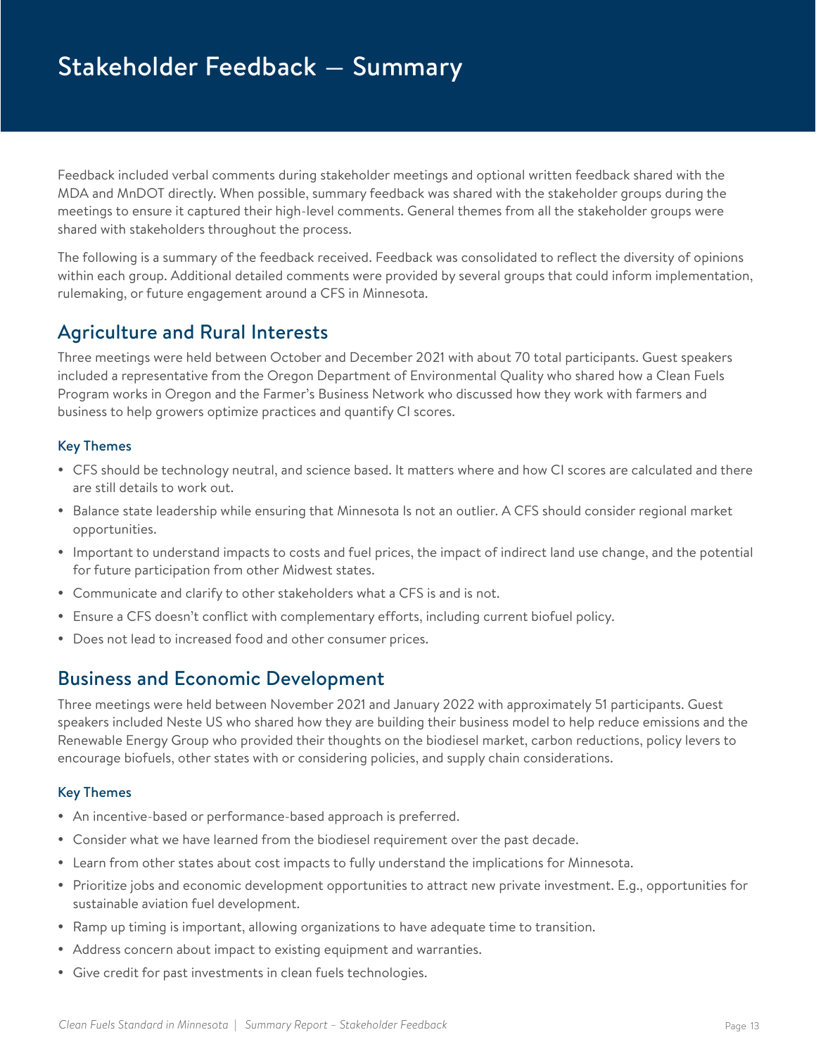# Stakeholder Feedback — Summary

Feedback included verbal comments during stakeholder meetings and optional written feedback shared with the MDA and MnDOT directly. When possible, summary feedback was shared with the stakeholder groups during the meetings to ensure it captured their high-level comments. General themes from all the stakeholder groups were shared with stakeholders throughout the process.

The following is a summary of the feedback received. Feedback was consolidated to reflect the diversity of opinions within each group. Additional detailed comments were provided by several groups that could inform implementation, rulemaking, or future engagement around a CFS in Minnesota.

## Agriculture and Rural Interests

Three meetings were held between October and December 2021 with about 70 total participants. Guest speakers included a representative from the Oregon Department of Environmental Quality who shared how a Clean Fuels Program works in Oregon and the Farmer's Business Network who discussed how they work with farmers and business to help growers optimize practices and quantify CI scores.

### Key Themes

- CFS should be technology neutral, and science based. It matters where and how CI scores are calculated and there are still details to work out.
- Balance state leadership while ensuring that Minnesota Is not an outlier. A CFS should consider regional market opportunities.
- Important to understand impacts to costs and fuel prices, the impact of indirect land use change, and the potential for future participation from other Midwest states.
- Communicate and clarify to other stakeholders what a CFS is and is not.
- Ensure a CFS doesn't conflict with complementary efforts, including current biofuel policy.
- Does not lead to increased food and other consumer prices.

## Business and Economic Development

Three meetings were held between November 2021 and January 2022 with approximately 51 participants. Guest speakers included Neste US who shared how they are building their business model to help reduce emissions and the Renewable Energy Group who provided their thoughts on the biodiesel market, carbon reductions, policy levers to encourage biofuels, other states with or considering policies, and supply chain considerations.

### Key Themes

- An incentive-based or performance-based approach is preferred.
- Consider what we have learned from the biodiesel requirement over the past decade.
- Learn from other states about cost impacts to fully understand the implications for Minnesota.
- Prioritize jobs and economic development opportunities to attract new private investment. E.g., opportunities for sustainable aviation fuel development.
- Ramp up timing is important, allowing organizations to have adequate time to transition.
- Address concern about impact to existing equipment and warranties.
- Give credit for past investments in clean fuels technologies.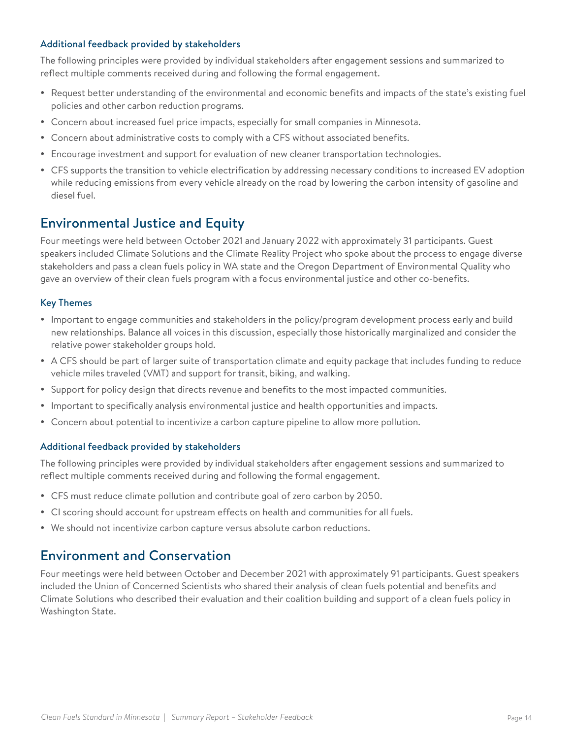### Additional feedback provided by stakeholders

The following principles were provided by individual stakeholders after engagement sessions and summarized to reflect multiple comments received during and following the formal engagement.

- Request better understanding of the environmental and economic benefits and impacts of the state's existing fuel policies and other carbon reduction programs.
- Concern about increased fuel price impacts, especially for small companies in Minnesota.
- Concern about administrative costs to comply with a CFS without associated benefits.
- Encourage investment and support for evaluation of new cleaner transportation technologies.
- CFS supports the transition to vehicle electrification by addressing necessary conditions to increased EV adoption while reducing emissions from every vehicle already on the road by lowering the carbon intensity of gasoline and diesel fuel.

## Environmental Justice and Equity

Four meetings were held between October 2021 and January 2022 with approximately 31 participants. Guest speakers included Climate Solutions and the Climate Reality Project who spoke about the process to engage diverse stakeholders and pass a clean fuels policy in WA state and the Oregon Department of Environmental Quality who gave an overview of their clean fuels program with a focus environmental justice and other co-benefits.

### Key Themes

- Important to engage communities and stakeholders in the policy/program development process early and build new relationships. Balance all voices in this discussion, especially those historically marginalized and consider the relative power stakeholder groups hold.
- A CFS should be part of larger suite of transportation climate and equity package that includes funding to reduce vehicle miles traveled (VMT) and support for transit, biking, and walking.
- Support for policy design that directs revenue and benefits to the most impacted communities.
- Important to specifically analysis environmental justice and health opportunities and impacts.
- Concern about potential to incentivize a carbon capture pipeline to allow more pollution.

### Additional feedback provided by stakeholders

The following principles were provided by individual stakeholders after engagement sessions and summarized to reflect multiple comments received during and following the formal engagement.

- CFS must reduce climate pollution and contribute goal of zero carbon by 2050.
- CI scoring should account for upstream effects on health and communities for all fuels.
- We should not incentivize carbon capture versus absolute carbon reductions.

## Environment and Conservation

Four meetings were held between October and December 2021 with approximately 91 participants. Guest speakers included the Union of Concerned Scientists who shared their analysis of clean fuels potential and benefits and Climate Solutions who described their evaluation and their coalition building and support of a clean fuels policy in Washington State.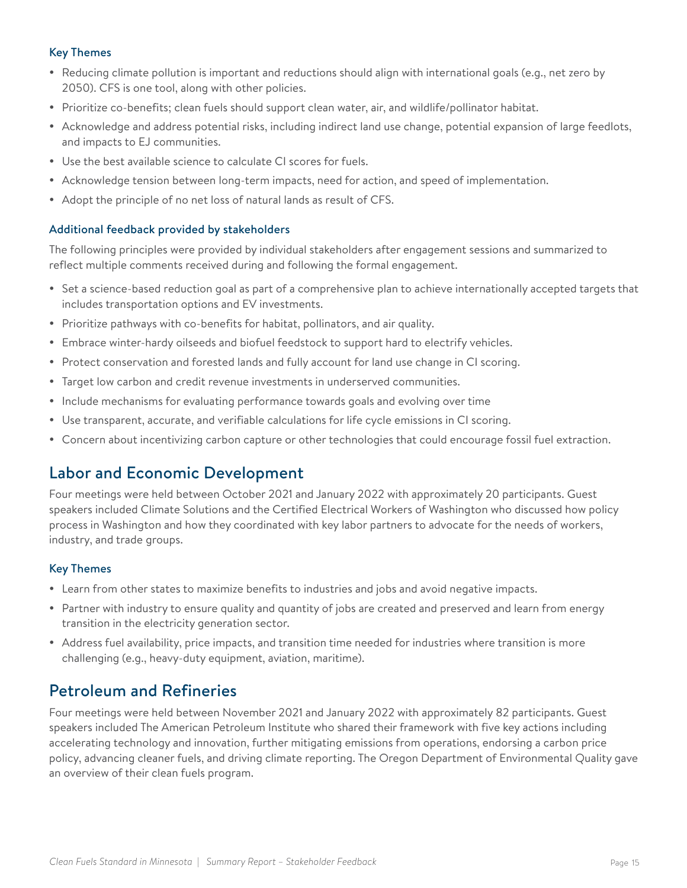### Key Themes

- Reducing climate pollution is important and reductions should align with international goals (e.g., net zero by 2050). CFS is one tool, along with other policies.
- Prioritize co-benefits; clean fuels should support clean water, air, and wildlife/pollinator habitat.
- Acknowledge and address potential risks, including indirect land use change, potential expansion of large feedlots, and impacts to EJ communities.
- Use the best available science to calculate CI scores for fuels.
- Acknowledge tension between long-term impacts, need for action, and speed of implementation.
- Adopt the principle of no net loss of natural lands as result of CFS.

### Additional feedback provided by stakeholders

The following principles were provided by individual stakeholders after engagement sessions and summarized to reflect multiple comments received during and following the formal engagement.

- Set a science-based reduction goal as part of a comprehensive plan to achieve internationally accepted targets that includes transportation options and EV investments.
- Prioritize pathways with co-benefits for habitat, pollinators, and air quality.
- Embrace winter-hardy oilseeds and biofuel feedstock to support hard to electrify vehicles.
- Protect conservation and forested lands and fully account for land use change in CI scoring.
- Target low carbon and credit revenue investments in underserved communities.
- Include mechanisms for evaluating performance towards goals and evolving over time
- Use transparent, accurate, and verifiable calculations for life cycle emissions in CI scoring.
- Concern about incentivizing carbon capture or other technologies that could encourage fossil fuel extraction.

## Labor and Economic Development

Four meetings were held between October 2021 and January 2022 with approximately 20 participants. Guest speakers included Climate Solutions and the Certified Electrical Workers of Washington who discussed how policy process in Washington and how they coordinated with key labor partners to advocate for the needs of workers, industry, and trade groups.

### Key Themes

- Learn from other states to maximize benefits to industries and jobs and avoid negative impacts.
- Partner with industry to ensure quality and quantity of jobs are created and preserved and learn from energy transition in the electricity generation sector.
- Address fuel availability, price impacts, and transition time needed for industries where transition is more challenging (e.g., heavy-duty equipment, aviation, maritime).

## Petroleum and Refineries

Four meetings were held between November 2021 and January 2022 with approximately 82 participants. Guest speakers included The American Petroleum Institute who shared their framework with five key actions including accelerating technology and innovation, further mitigating emissions from operations, endorsing a carbon price policy, advancing cleaner fuels, and driving climate reporting. The Oregon Department of Environmental Quality gave an overview of their clean fuels program.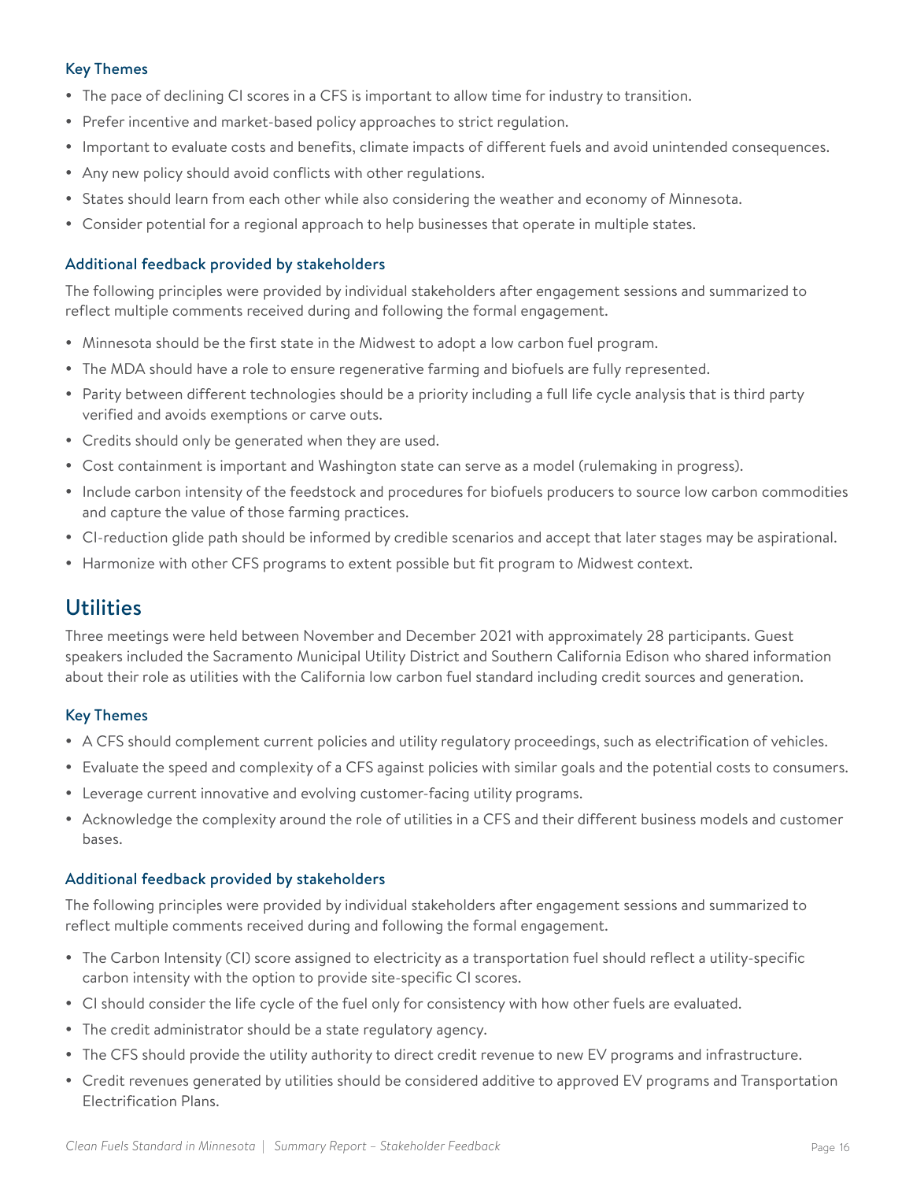### Key Themes

- The pace of declining CI scores in a CFS is important to allow time for industry to transition.
- Prefer incentive and market-based policy approaches to strict regulation.
- Important to evaluate costs and benefits, climate impacts of different fuels and avoid unintended consequences.
- Any new policy should avoid conflicts with other regulations.
- States should learn from each other while also considering the weather and economy of Minnesota.
- Consider potential for a regional approach to help businesses that operate in multiple states.

### Additional feedback provided by stakeholders

The following principles were provided by individual stakeholders after engagement sessions and summarized to reflect multiple comments received during and following the formal engagement.

- Minnesota should be the first state in the Midwest to adopt a low carbon fuel program.
- The MDA should have a role to ensure regenerative farming and biofuels are fully represented.
- Parity between different technologies should be a priority including a full life cycle analysis that is third party verified and avoids exemptions or carve outs.
- Credits should only be generated when they are used.
- Cost containment is important and Washington state can serve as a model (rulemaking in progress).
- Include carbon intensity of the feedstock and procedures for biofuels producers to source low carbon commodities and capture the value of those farming practices.
- CI-reduction glide path should be informed by credible scenarios and accept that later stages may be aspirational.
- Harmonize with other CFS programs to extent possible but fit program to Midwest context.

## Utilities

Three meetings were held between November and December 2021 with approximately 28 participants. Guest speakers included the Sacramento Municipal Utility District and Southern California Edison who shared information about their role as utilities with the California low carbon fuel standard including credit sources and generation.

### Key Themes

- A CFS should complement current policies and utility regulatory proceedings, such as electrification of vehicles.
- Evaluate the speed and complexity of a CFS against policies with similar goals and the potential costs to consumers.
- Leverage current innovative and evolving customer-facing utility programs.
- Acknowledge the complexity around the role of utilities in a CFS and their different business models and customer bases.

### Additional feedback provided by stakeholders

The following principles were provided by individual stakeholders after engagement sessions and summarized to reflect multiple comments received during and following the formal engagement.

- The Carbon Intensity (CI) score assigned to electricity as a transportation fuel should reflect a utility-specific carbon intensity with the option to provide site-specific CI scores.
- CI should consider the life cycle of the fuel only for consistency with how other fuels are evaluated.
- The credit administrator should be a state regulatory agency.
- The CFS should provide the utility authority to direct credit revenue to new EV programs and infrastructure.
- Credit revenues generated by utilities should be considered additive to approved EV programs and Transportation Electrification Plans.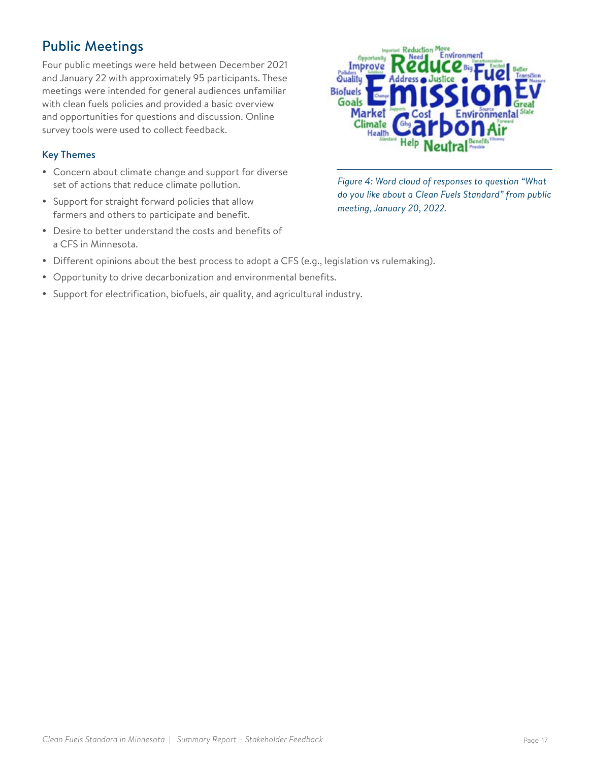## Public Meetings

Four public meetings were held between December 2021 and January 22 with approximately 95 participants. These meetings were intended for general audiences unfamiliar with clean fuels policies and provided a basic overview and opportunities for questions and discussion. Online survey tools were used to collect feedback.

### Key Themes

- Concern about climate change and support for diverse set of actions that reduce climate pollution.
- Support for straight forward policies that allow farmers and others to participate and benefit.
- Desire to better understand the costs and benefits of a CFS in Minnesota.
- Different opinions about the best process to adopt a CFS (e.g., legislation vs rulemaking).
- Opportunity to drive decarbonization and environmental benefits.
- Support for electrification, biofuels, air quality, and agricultural industry.

*Figure 4: Word cloud of responses to question "What do you like about a Clean Fuels Standard" from public meeting, January 20, 2022.*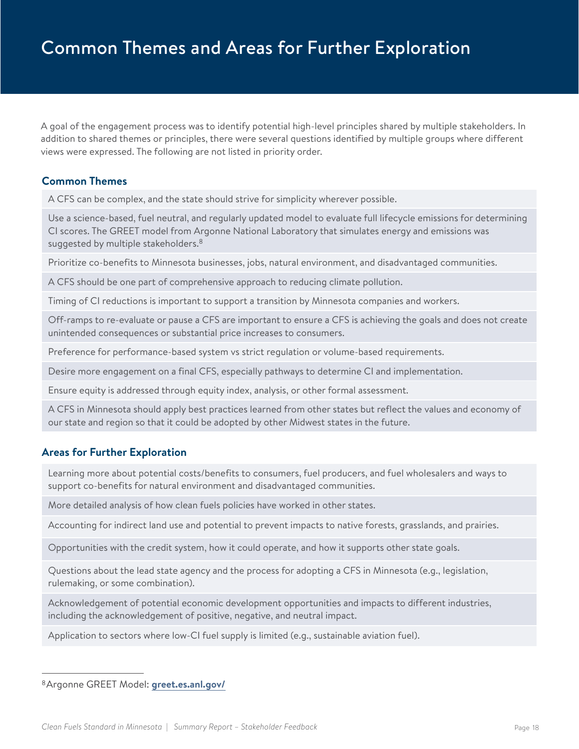# Common Themes and Areas for Further Exploration

A goal of the engagement process was to identify potential high-level principles shared by multiple stakeholders. In addition to shared themes or principles, there were several questions identified by multiple groups where different views were expressed. The following are not listed in priority order.

## Common Themes

- A CFS can be complex, and the state should strive for simplicity wherever possible.
- Use a science-based, fuel neutral, and regularly updated model to evaluate full lifecycle emissions for determining CI scores. The GREET model from Argonne National Laboratory that simulates energy and emissions was suggested by multiple stakeholders.[8]
- Prioritize co-benefits to Minnesota businesses, jobs, natural environment, and disadvantaged communities.
- A CFS should be one part of comprehensive approach to reducing climate pollution.
- Timing of CI reductions is important to support a transition by Minnesota companies and workers.
- Off-ramps to re-evaluate or pause a CFS are important to ensure a CFS is achieving the goals and does not create unintended consequences or substantial price increases to consumers.
- Preference for performance-based system vs strict regulation or volume-based requirements.
- Desire more engagement on a final CFS, especially pathways to determine CI and implementation.
- Ensure equity is addressed through equity index, analysis, or other formal assessment.
- A CFS in Minnesota should apply best practices learned from other states but reflect the values and economy of our state and region so that it could be adopted by other Midwest states in the future.

## Areas for Further Exploration

- Learning more about potential costs/benefits to consumers, fuel producers, and fuel wholesalers and ways to support co-benefits for natural environment and disadvantaged communities.
- More detailed analysis of how clean fuels policies have worked in other states.
- Accounting for indirect land use and potential to prevent impacts to native forests, grasslands, and prairies.
- Opportunities with the credit system, how it could operate, and how it supports other state goals.
- Questions about the lead state agency and the process for adopting a CFS in Minnesota (e.g., legislation, rulemaking, or some combination).
- Acknowledgement of potential economic development opportunities and impacts to different industries, including the acknowledgement of positive, negative, and neutral impact.
- Application to sectors where low-CI fuel supply is limited (e.g., sustainable aviation fuel).

---

[8] Argonne GREET Model: greet.es.anl.gov/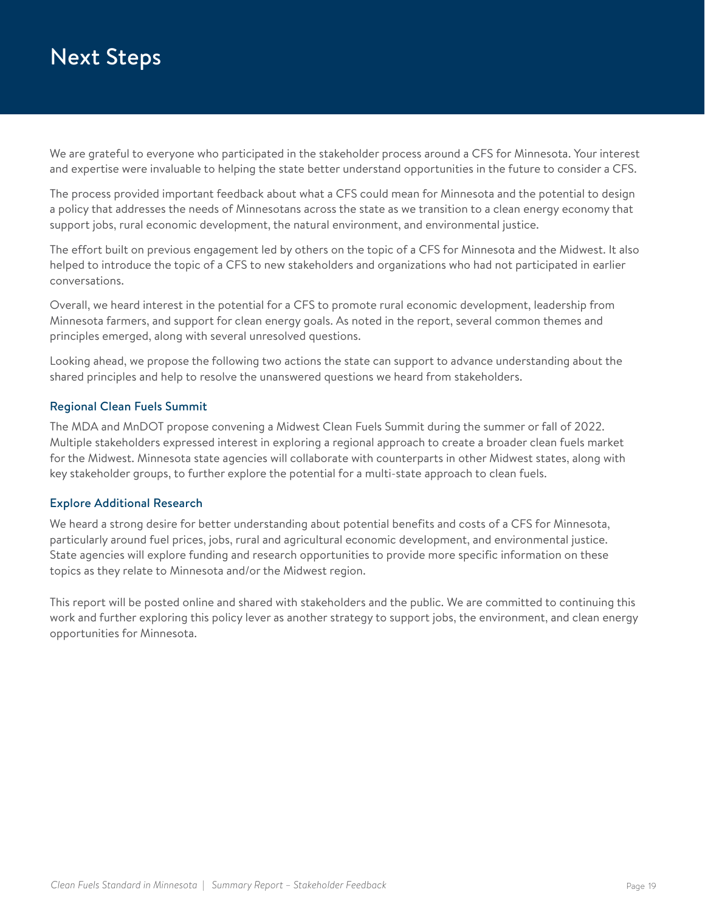# Next Steps

We are grateful to everyone who participated in the stakeholder process around a CFS for Minnesota. Your interest and expertise were invaluable to helping the state better understand opportunities in the future to consider a CFS.

The process provided important feedback about what a CFS could mean for Minnesota and the potential to design a policy that addresses the needs of Minnesotans across the state as we transition to a clean energy economy that support jobs, rural economic development, the natural environment, and environmental justice.

The effort built on previous engagement led by others on the topic of a CFS for Minnesota and the Midwest. It also helped to introduce the topic of a CFS to new stakeholders and organizations who had not participated in earlier conversations.

Overall, we heard interest in the potential for a CFS to promote rural economic development, leadership from Minnesota farmers, and support for clean energy goals. As noted in the report, several common themes and principles emerged, along with several unresolved questions.

Looking ahead, we propose the following two actions the state can support to advance understanding about the shared principles and help to resolve the unanswered questions we heard from stakeholders.

### Regional Clean Fuels Summit

The MDA and MnDOT propose convening a Midwest Clean Fuels Summit during the summer or fall of 2022. Multiple stakeholders expressed interest in exploring a regional approach to create a broader clean fuels market for the Midwest. Minnesota state agencies will collaborate with counterparts in other Midwest states, along with key stakeholder groups, to further explore the potential for a multi-state approach to clean fuels.

### Explore Additional Research

We heard a strong desire for better understanding about potential benefits and costs of a CFS for Minnesota, particularly around fuel prices, jobs, rural and agricultural economic development, and environmental justice. State agencies will explore funding and research opportunities to provide more specific information on these topics as they relate to Minnesota and/or the Midwest region.

This report will be posted online and shared with stakeholders and the public. We are committed to continuing this work and further exploring this policy lever as another strategy to support jobs, the environment, and clean energy opportunities for Minnesota.